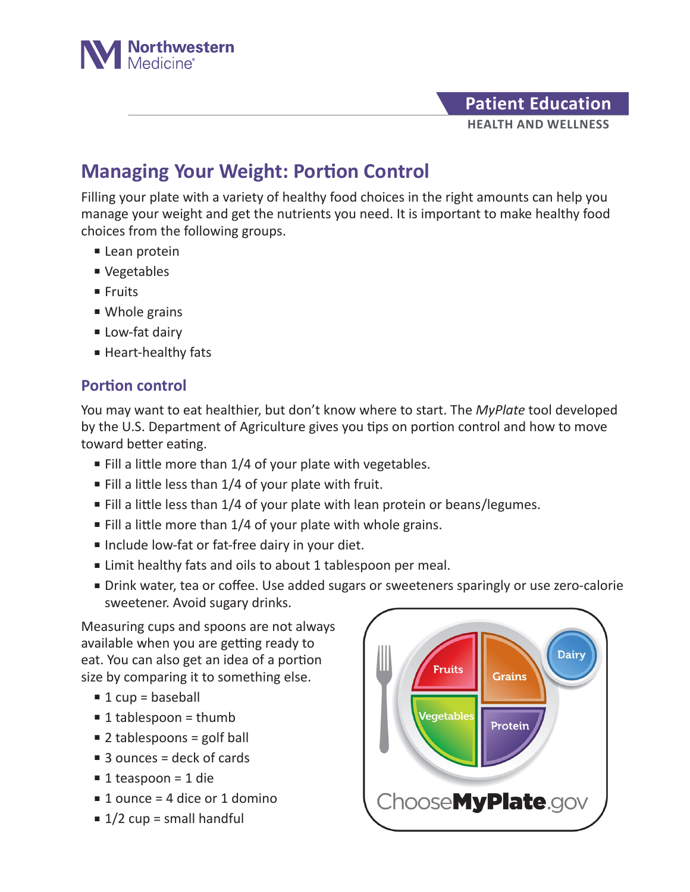Northwestern Medicine

Patient Education
HEALTH AND WELLNESS

# Managing Your Weight: Portion Control

Filling your plate with a variety of healthy food choices in the right amounts can help you manage your weight and get the nutrients you need. It is important to make healthy food choices from the following groups.

- Lean protein
- Vegetables
- Fruits
- Whole grains
- Low-fat dairy
- Heart-healthy fats

## Portion control

You may want to eat healthier, but don't know where to start. The *MyPlate* tool developed by the U.S. Department of Agriculture gives you tips on portion control and how to move toward better eating.

- Fill a little more than 1/4 of your plate with vegetables.
- Fill a little less than 1/4 of your plate with fruit.
- Fill a little less than 1/4 of your plate with lean protein or beans/legumes.
- Fill a little more than 1/4 of your plate with whole grains.
- Include low-fat or fat-free dairy in your diet.
- Limit healthy fats and oils to about 1 tablespoon per meal.
- Drink water, tea or coffee. Use added sugars or sweeteners sparingly or use zero-calorie sweetener. Avoid sugary drinks.

Measuring cups and spoons are not always available when you are getting ready to eat. You can also get an idea of a portion size by comparing it to something else.

- 1 cup = baseball
- 1 tablespoon = thumb
- 2 tablespoons = golf ball
- 3 ounces = deck of cards
- 1 teaspoon = 1 die
- 1 ounce = 4 dice or 1 domino
- 1/2 cup = small handful

Fruits, Grains, Vegetables, Protein, Dairy

ChooseMyPlate.gov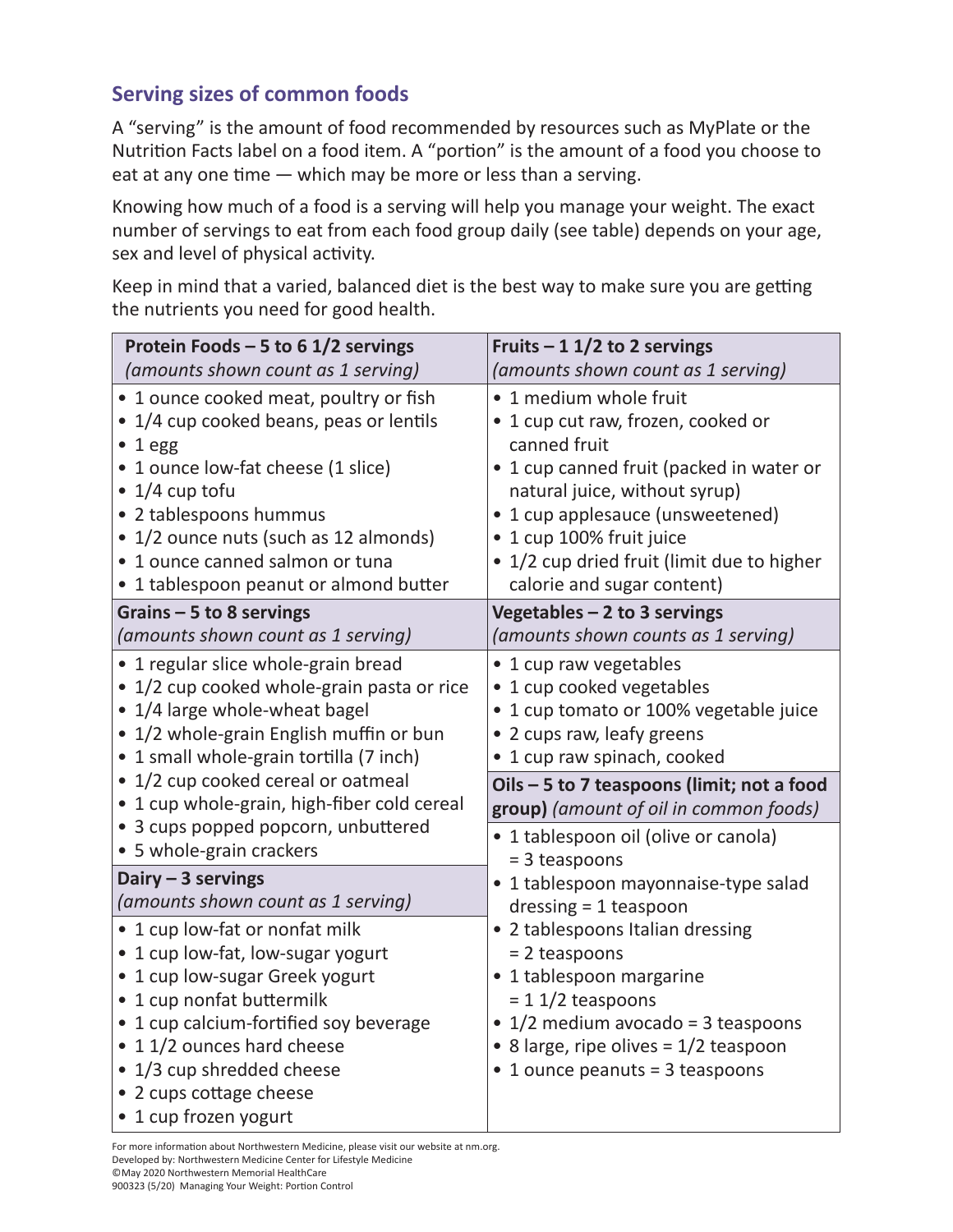## Serving sizes of common foods

A "serving" is the amount of food recommended by resources such as MyPlate or the Nutrition Facts label on a food item. A "portion" is the amount of a food you choose to eat at any one time — which may be more or less than a serving.

Knowing how much of a food is a serving will help you manage your weight. The exact number of servings to eat from each food group daily (see table) depends on your age, sex and level of physical activity.

Keep in mind that a varied, balanced diet is the best way to make sure you are getting the nutrients you need for good health.

| **Protein Foods – 5 to 6 1/2 servings** *(amounts shown count as 1 serving)* | **Fruits – 1 1/2 to 2 servings** *(amounts shown count as 1 serving)* |
|---|---|
| • 1 ounce cooked meat, poultry or fish<br>• 1/4 cup cooked beans, peas or lentils<br>• 1 egg<br>• 1 ounce low-fat cheese (1 slice)<br>• 1/4 cup tofu<br>• 2 tablespoons hummus<br>• 1/2 ounce nuts (such as 12 almonds)<br>• 1 ounce canned salmon or tuna<br>• 1 tablespoon peanut or almond butter | • 1 medium whole fruit<br>• 1 cup cut raw, frozen, cooked or canned fruit<br>• 1 cup canned fruit (packed in water or natural juice, without syrup)<br>• 1 cup applesauce (unsweetened)<br>• 1 cup 100% fruit juice<br>• 1/2 cup dried fruit (limit due to higher calorie and sugar content) |
| **Grains – 5 to 8 servings** *(amounts shown count as 1 serving)* | **Vegetables – 2 to 3 servings** *(amounts shown counts as 1 serving)* |
| • 1 regular slice whole-grain bread<br>• 1/2 cup cooked whole-grain pasta or rice<br>• 1/4 large whole-wheat bagel<br>• 1/2 whole-grain English muffin or bun<br>• 1 small whole-grain tortilla (7 inch)<br>• 1/2 cup cooked cereal or oatmeal<br>• 1 cup whole-grain, high-fiber cold cereal<br>• 3 cups popped popcorn, unbuttered<br>• 5 whole-grain crackers | • 1 cup raw vegetables<br>• 1 cup cooked vegetables<br>• 1 cup tomato or 100% vegetable juice<br>• 2 cups raw, leafy greens<br>• 1 cup raw spinach, cooked |
| **Dairy – 3 servings** *(amounts shown count as 1 serving)* | **Oils – 5 to 7 teaspoons (limit; not a food group)** *(amount of oil in common foods)* |
| • 1 cup low-fat or nonfat milk<br>• 1 cup low-fat, low-sugar yogurt<br>• 1 cup low-sugar Greek yogurt<br>• 1 cup nonfat buttermilk<br>• 1 cup calcium-fortified soy beverage<br>• 1 1/2 ounces hard cheese<br>• 1/3 cup shredded cheese<br>• 2 cups cottage cheese<br>• 1 cup frozen yogurt | • 1 tablespoon oil (olive or canola) = 3 teaspoons<br>• 1 tablespoon mayonnaise-type salad dressing = 1 teaspoon<br>• 2 tablespoons Italian dressing = 2 teaspoons<br>• 1 tablespoon margarine = 1 1/2 teaspoons<br>• 1/2 medium avocado = 3 teaspoons<br>• 8 large, ripe olives = 1/2 teaspoon<br>• 1 ounce peanuts = 3 teaspoons |

For more information about Northwestern Medicine, please visit our website at nm.org.
Developed by: Northwestern Medicine Center for Lifestyle Medicine
©May 2020 Northwestern Memorial HealthCare
900323 (5/20) Managing Your Weight: Portion Control